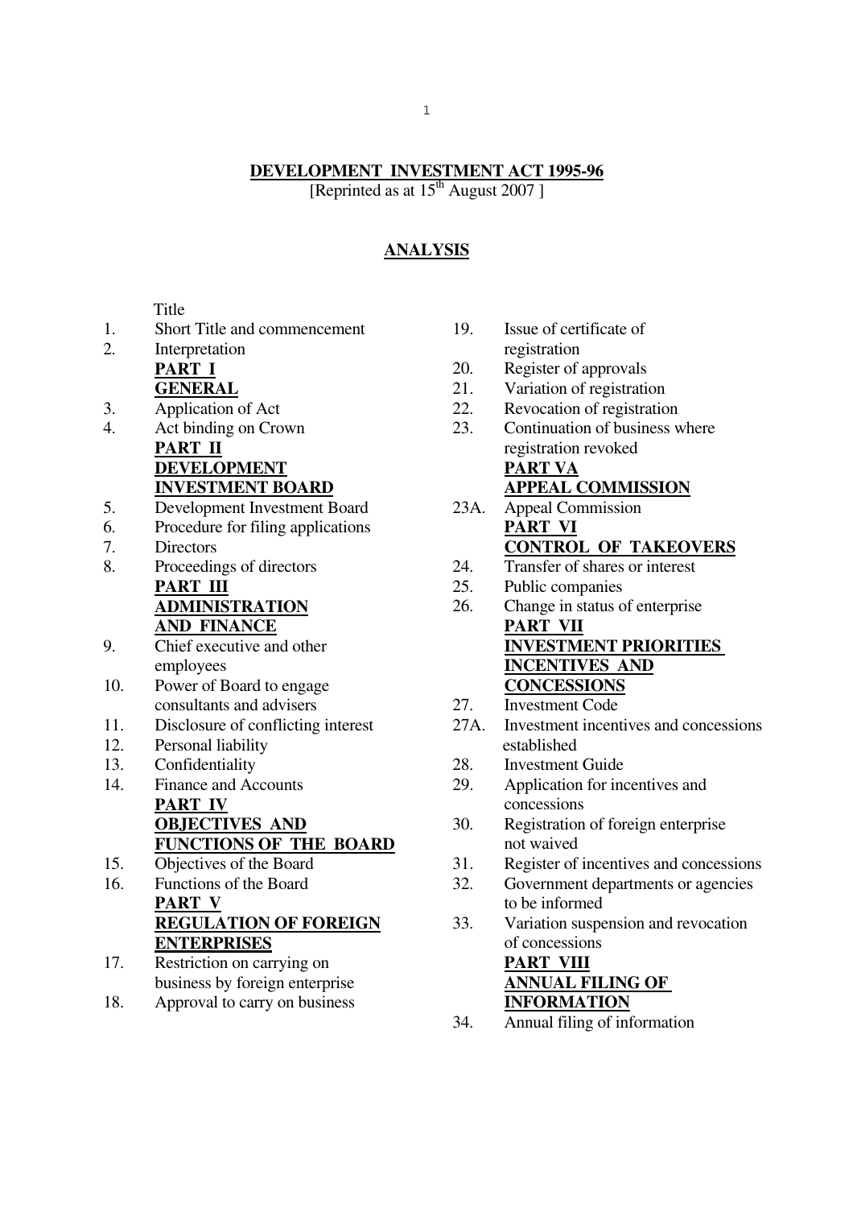**DEVELOPMENT INVESTMENT ACT 1995-96**

[Reprinted as at 15th August 2007 ]

## ANALYSIS

Title

1. Short Title and commencement
2. Interpretation

**PART I**
**GENERAL**

3. Application of Act
4. Act binding on Crown

**PART II**
**DEVELOPMENT INVESTMENT BOARD**

5. Development Investment Board
6. Procedure for filing applications
7. Directors
8. Proceedings of directors

**PART III**
**ADMINISTRATION AND FINANCE**

9. Chief executive and other employees
10. Power of Board to engage consultants and advisers
11. Disclosure of conflicting interest
12. Personal liability
13. Confidentiality
14. Finance and Accounts

**PART IV**
**OBJECTIVES AND FUNCTIONS OF THE BOARD**

15. Objectives of the Board
16. Functions of the Board

**PART V**
**REGULATION OF FOREIGN ENTERPRISES**

17. Restriction on carrying on business by foreign enterprise
18. Approval to carry on business
19. Issue of certificate of registration
20. Register of approvals
21. Variation of registration
22. Revocation of registration
23. Continuation of business where registration revoked

**PART VA**
**APPEAL COMMISSION**

23A. Appeal Commission

**PART VI**
**CONTROL OF TAKEOVERS**

24. Transfer of shares or interest
25. Public companies
26. Change in status of enterprise

**PART VII**
**INVESTMENT PRIORITIES INCENTIVES AND CONCESSIONS**

27. Investment Code

27A. Investment incentives and concessions established

28. Investment Guide
29. Application for incentives and concessions
30. Registration of foreign enterprise not waived
31. Register of incentives and concessions
32. Government departments or agencies to be informed
33. Variation suspension and revocation of concessions

**PART VIII**
**ANNUAL FILING OF INFORMATION**

34. Annual filing of information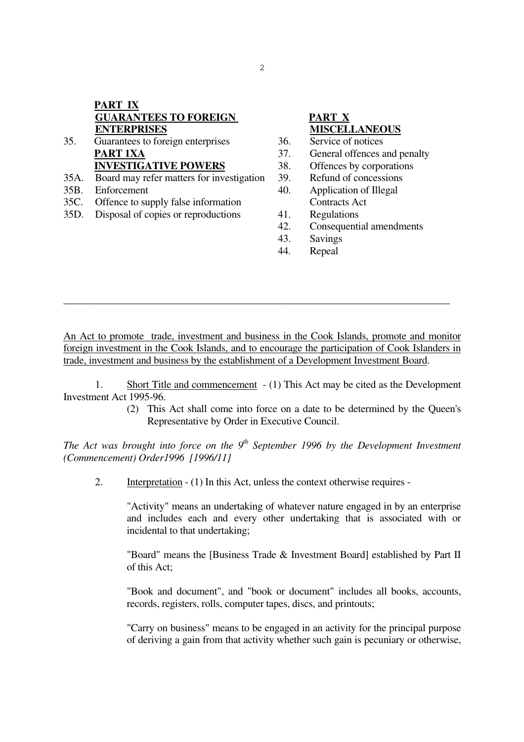**PART IX**
**GUARANTEES TO FOREIGN ENTERPRISES**

35. Guarantees to foreign enterprises

**PART 1XA**
**INVESTIGATIVE POWERS**

35A. Board may refer matters for investigation
35B. Enforcement
35C. Offence to supply false information
35D. Disposal of copies or reproductions

**PART X**
**MISCELLANEOUS**

36. Service of notices
37. General offences and penalty
38. Offences by corporations
39. Refund of concessions
40. Application of Illegal Contracts Act
41. Regulations
42. Consequential amendments
43. Savings
44. Repeal

---

An Act to promote trade, investment and business in the Cook Islands, promote and monitor foreign investment in the Cook Islands, and to encourage the participation of Cook Islanders in trade, investment and business by the establishment of a Development Investment Board.

1. Short Title and commencement - (1) This Act may be cited as the Development Investment Act 1995-96.

(2) This Act shall come into force on a date to be determined by the Queen's Representative by Order in Executive Council.

*The Act was brought into force on the 9th September 1996 by the Development Investment (Commencement) Order1996 [1996/11]*

2. Interpretation - (1) In this Act, unless the context otherwise requires -

"Activity" means an undertaking of whatever nature engaged in by an enterprise and includes each and every other undertaking that is associated with or incidental to that undertaking;

"Board" means the [Business Trade & Investment Board] established by Part II of this Act;

"Book and document", and "book or document" includes all books, accounts, records, registers, rolls, computer tapes, discs, and printouts;

"Carry on business" means to be engaged in an activity for the principal purpose of deriving a gain from that activity whether such gain is pecuniary or otherwise,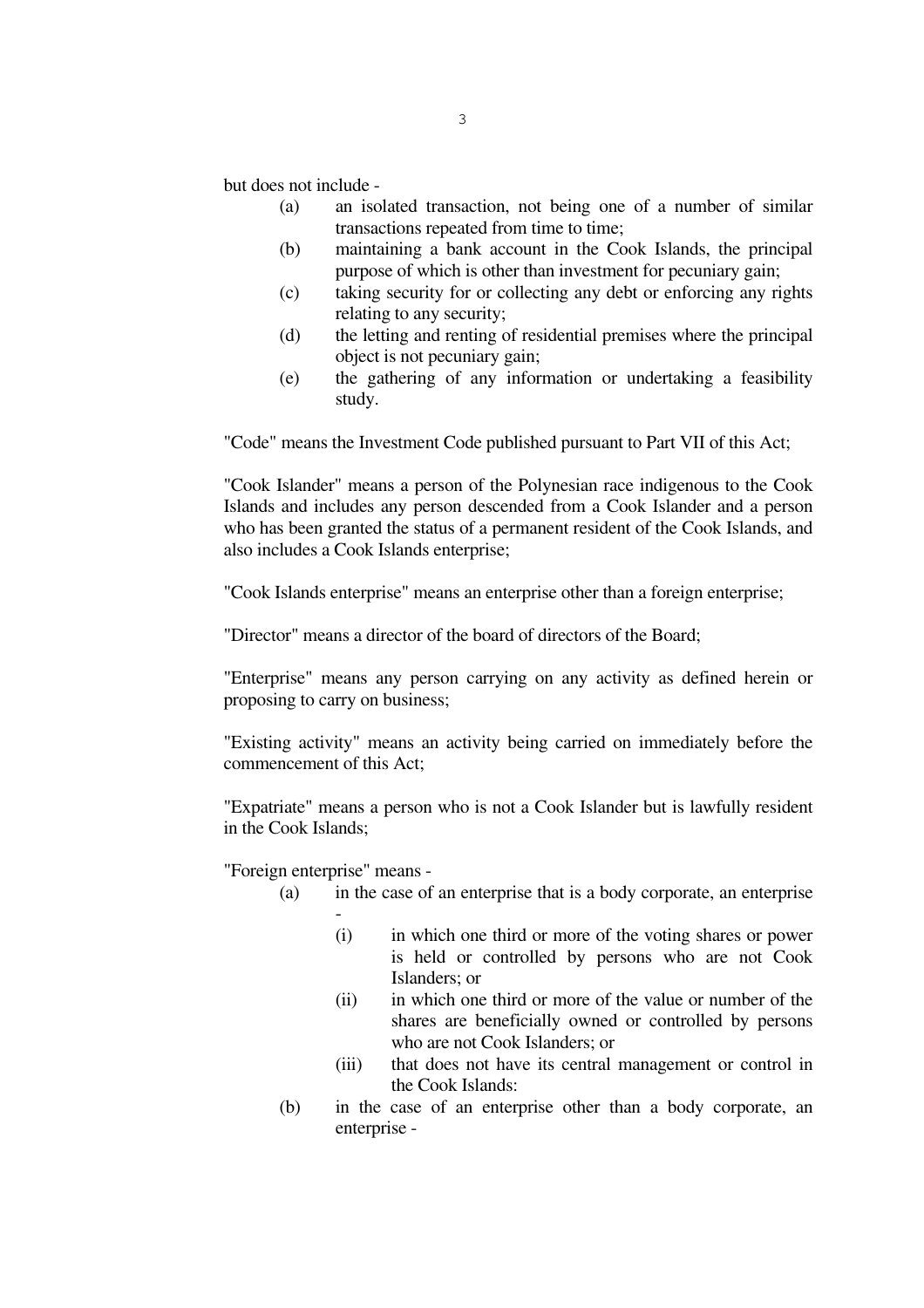but does not include -

- (a) an isolated transaction, not being one of a number of similar transactions repeated from time to time;
- (b) maintaining a bank account in the Cook Islands, the principal purpose of which is other than investment for pecuniary gain;
- (c) taking security for or collecting any debt or enforcing any rights relating to any security;
- (d) the letting and renting of residential premises where the principal object is not pecuniary gain;
- (e) the gathering of any information or undertaking a feasibility study.

"Code" means the Investment Code published pursuant to Part VII of this Act;

"Cook Islander" means a person of the Polynesian race indigenous to the Cook Islands and includes any person descended from a Cook Islander and a person who has been granted the status of a permanent resident of the Cook Islands, and also includes a Cook Islands enterprise;

"Cook Islands enterprise" means an enterprise other than a foreign enterprise;

"Director" means a director of the board of directors of the Board;

"Enterprise" means any person carrying on any activity as defined herein or proposing to carry on business;

"Existing activity" means an activity being carried on immediately before the commencement of this Act;

"Expatriate" means a person who is not a Cook Islander but is lawfully resident in the Cook Islands;

"Foreign enterprise" means -

- (a) in the case of an enterprise that is a body corporate, an enterprise -
  - (i) in which one third or more of the voting shares or power is held or controlled by persons who are not Cook Islanders; or
  - (ii) in which one third or more of the value or number of the shares are beneficially owned or controlled by persons who are not Cook Islanders; or
  - (iii) that does not have its central management or control in the Cook Islands:
- (b) in the case of an enterprise other than a body corporate, an enterprise -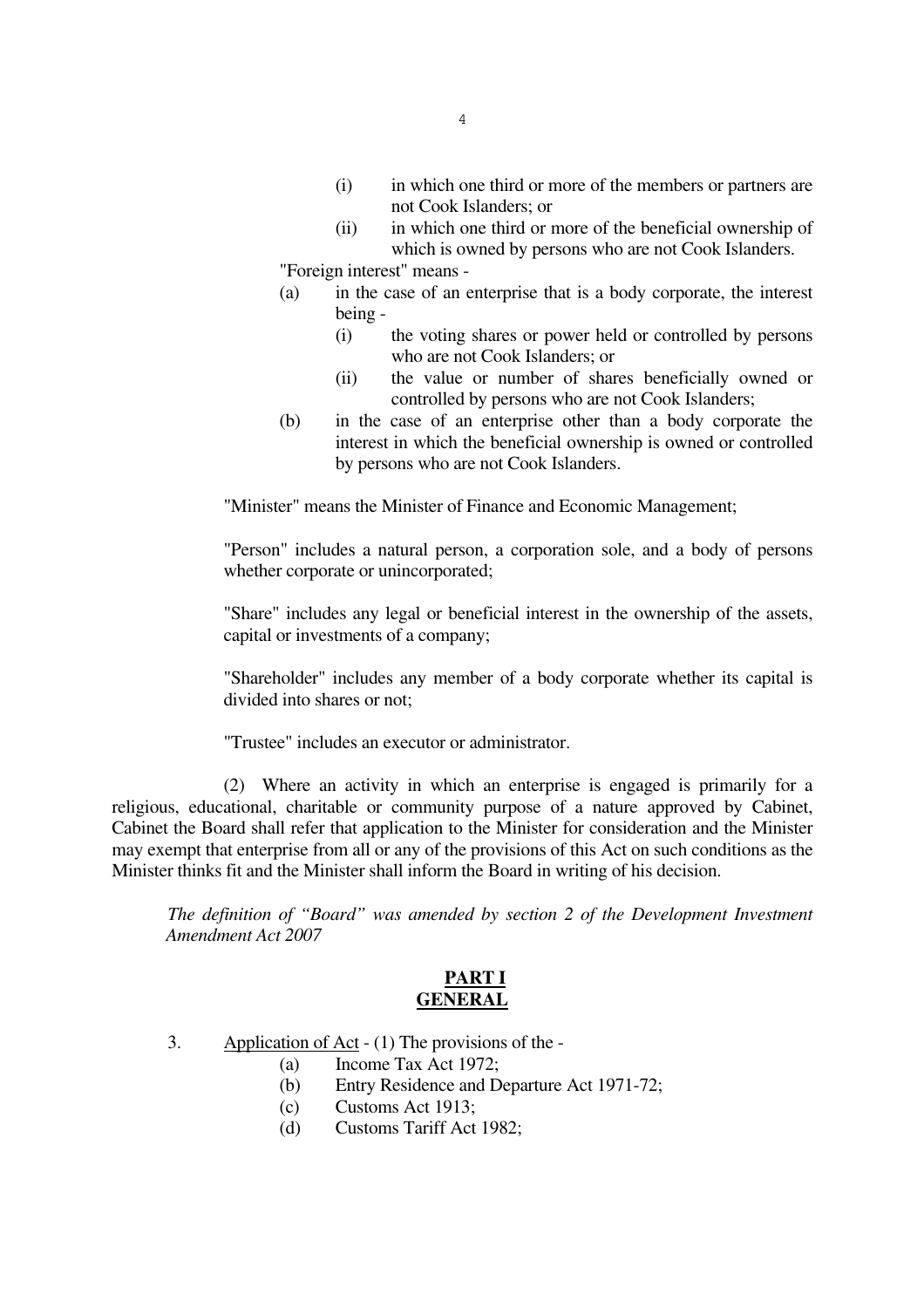(i) in which one third or more of the members or partners are not Cook Islanders; or

(ii) in which one third or more of the beneficial ownership of which is owned by persons who are not Cook Islanders.

"Foreign interest" means -

(a) in the case of an enterprise that is a body corporate, the interest being -

(i) the voting shares or power held or controlled by persons who are not Cook Islanders; or

(ii) the value or number of shares beneficially owned or controlled by persons who are not Cook Islanders;

(b) in the case of an enterprise other than a body corporate the interest in which the beneficial ownership is owned or controlled by persons who are not Cook Islanders.

"Minister" means the Minister of Finance and Economic Management;

"Person" includes a natural person, a corporation sole, and a body of persons whether corporate or unincorporated;

"Share" includes any legal or beneficial interest in the ownership of the assets, capital or investments of a company;

"Shareholder" includes any member of a body corporate whether its capital is divided into shares or not;

"Trustee" includes an executor or administrator.

(2) Where an activity in which an enterprise is engaged is primarily for a religious, educational, charitable or community purpose of a nature approved by Cabinet, Cabinet the Board shall refer that application to the Minister for consideration and the Minister may exempt that enterprise from all or any of the provisions of this Act on such conditions as the Minister thinks fit and the Minister shall inform the Board in writing of his decision.

*The definition of "Board" was amended by section 2 of the Development Investment Amendment Act 2007*

## PART I
## GENERAL

3. Application of Act - (1) The provisions of the -

(a) Income Tax Act 1972;

(b) Entry Residence and Departure Act 1971-72;

(c) Customs Act 1913;

(d) Customs Tariff Act 1982;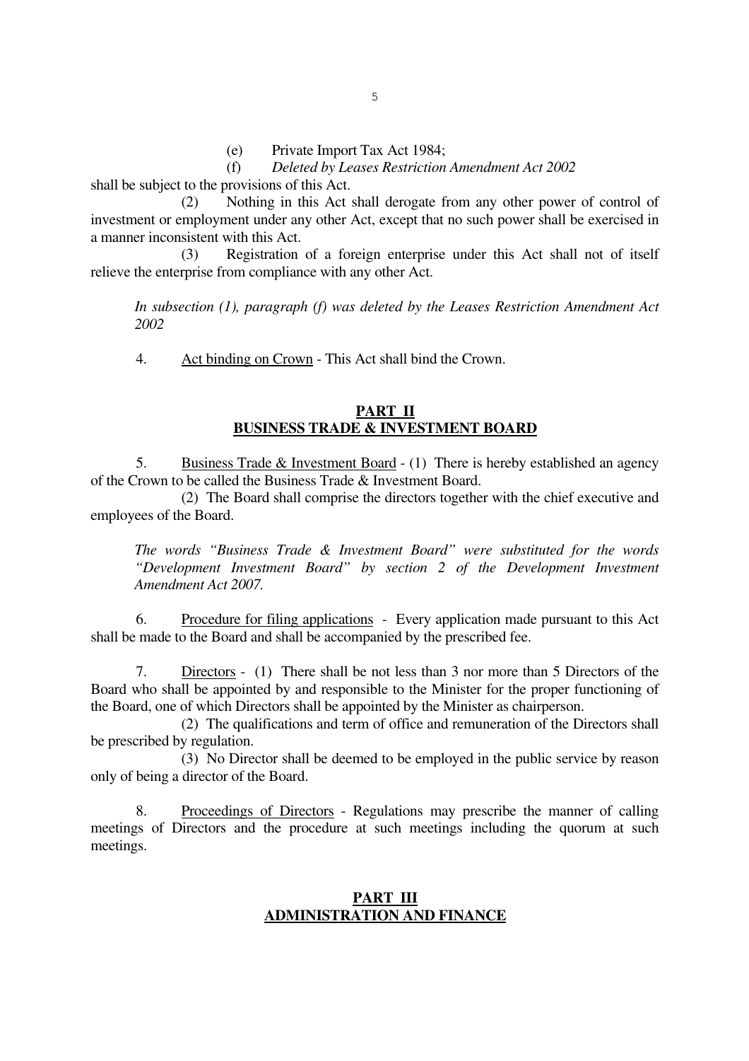(e) Private Import Tax Act 1984;

(f) *Deleted by Leases Restriction Amendment Act 2002*

shall be subject to the provisions of this Act.

(2) Nothing in this Act shall derogate from any other power of control of investment or employment under any other Act, except that no such power shall be exercised in a manner inconsistent with this Act.

(3) Registration of a foreign enterprise under this Act shall not of itself relieve the enterprise from compliance with any other Act.

*In subsection (1), paragraph (f) was deleted by the Leases Restriction Amendment Act 2002*

4. Act binding on Crown - This Act shall bind the Crown.

## PART II
## BUSINESS TRADE & INVESTMENT BOARD

5. Business Trade & Investment Board - (1) There is hereby established an agency of the Crown to be called the Business Trade & Investment Board.

(2) The Board shall comprise the directors together with the chief executive and employees of the Board.

*The words "Business Trade & Investment Board" were substituted for the words "Development Investment Board" by section 2 of the Development Investment Amendment Act 2007.*

6. Procedure for filing applications - Every application made pursuant to this Act shall be made to the Board and shall be accompanied by the prescribed fee.

7. Directors - (1) There shall be not less than 3 nor more than 5 Directors of the Board who shall be appointed by and responsible to the Minister for the proper functioning of the Board, one of which Directors shall be appointed by the Minister as chairperson.

(2) The qualifications and term of office and remuneration of the Directors shall be prescribed by regulation.

(3) No Director shall be deemed to be employed in the public service by reason only of being a director of the Board.

8. Proceedings of Directors - Regulations may prescribe the manner of calling meetings of Directors and the procedure at such meetings including the quorum at such meetings.

## PART III
## ADMINISTRATION AND FINANCE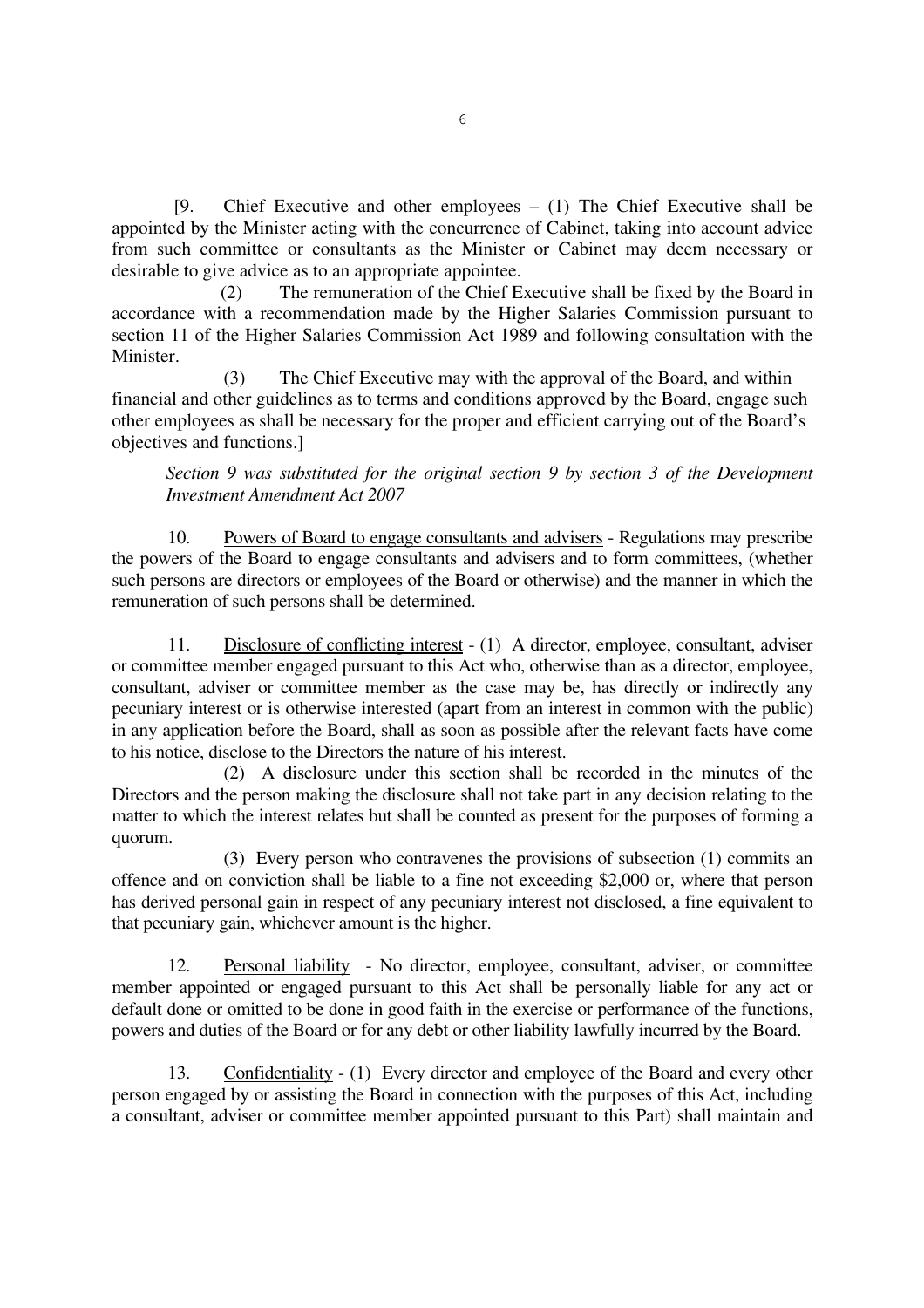[9. Chief Executive and other employees – (1) The Chief Executive shall be appointed by the Minister acting with the concurrence of Cabinet, taking into account advice from such committee or consultants as the Minister or Cabinet may deem necessary or desirable to give advice as to an appropriate appointee.

(2) The remuneration of the Chief Executive shall be fixed by the Board in accordance with a recommendation made by the Higher Salaries Commission pursuant to section 11 of the Higher Salaries Commission Act 1989 and following consultation with the Minister.

(3) The Chief Executive may with the approval of the Board, and within financial and other guidelines as to terms and conditions approved by the Board, engage such other employees as shall be necessary for the proper and efficient carrying out of the Board's objectives and functions.]

*Section 9 was substituted for the original section 9 by section 3 of the Development Investment Amendment Act 2007*

10. Powers of Board to engage consultants and advisers - Regulations may prescribe the powers of the Board to engage consultants and advisers and to form committees, (whether such persons are directors or employees of the Board or otherwise) and the manner in which the remuneration of such persons shall be determined.

11. Disclosure of conflicting interest - (1) A director, employee, consultant, adviser or committee member engaged pursuant to this Act who, otherwise than as a director, employee, consultant, adviser or committee member as the case may be, has directly or indirectly any pecuniary interest or is otherwise interested (apart from an interest in common with the public) in any application before the Board, shall as soon as possible after the relevant facts have come to his notice, disclose to the Directors the nature of his interest.

(2) A disclosure under this section shall be recorded in the minutes of the Directors and the person making the disclosure shall not take part in any decision relating to the matter to which the interest relates but shall be counted as present for the purposes of forming a quorum.

(3) Every person who contravenes the provisions of subsection (1) commits an offence and on conviction shall be liable to a fine not exceeding $2,000 or, where that person has derived personal gain in respect of any pecuniary interest not disclosed, a fine equivalent to that pecuniary gain, whichever amount is the higher.

12. Personal liability - No director, employee, consultant, adviser, or committee member appointed or engaged pursuant to this Act shall be personally liable for any act or default done or omitted to be done in good faith in the exercise or performance of the functions, powers and duties of the Board or for any debt or other liability lawfully incurred by the Board.

13. Confidentiality - (1) Every director and employee of the Board and every other person engaged by or assisting the Board in connection with the purposes of this Act, including a consultant, adviser or committee member appointed pursuant to this Part) shall maintain and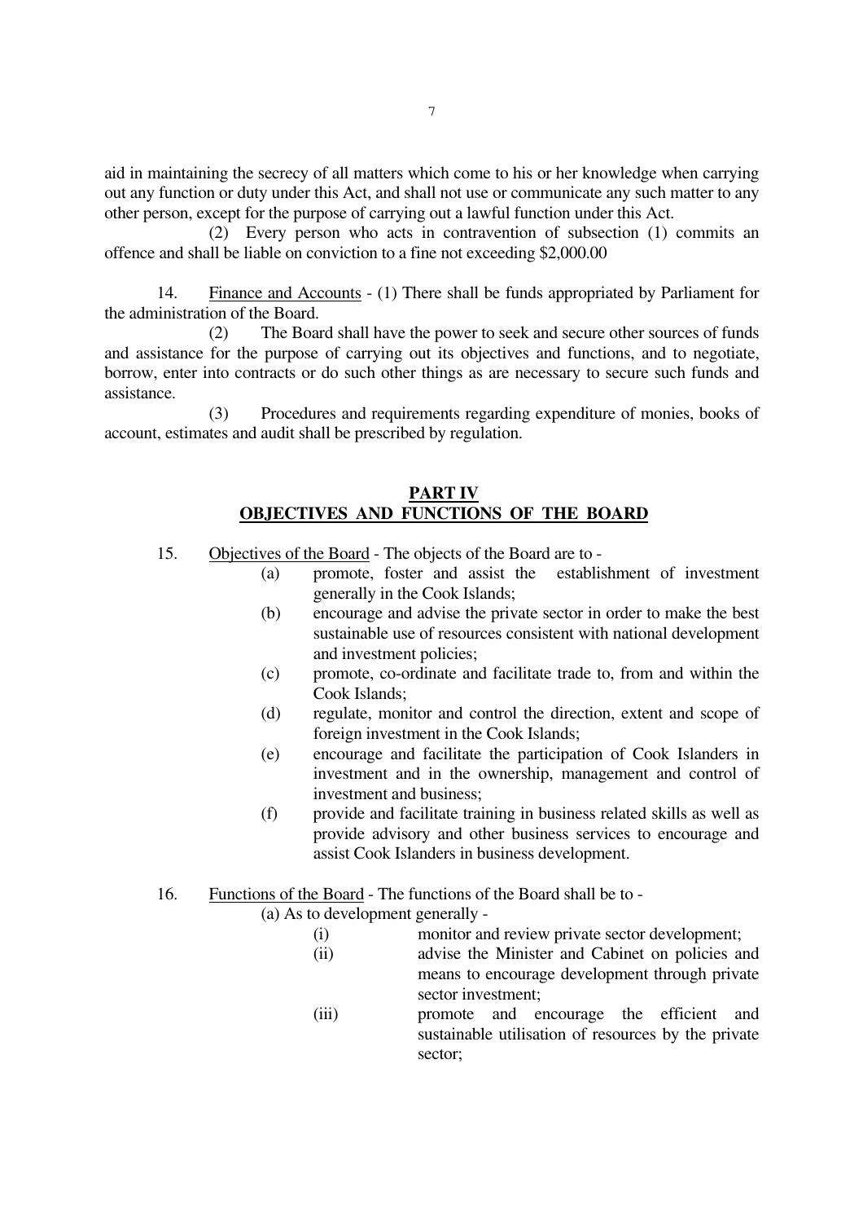aid in maintaining the secrecy of all matters which come to his or her knowledge when carrying out any function or duty under this Act, and shall not use or communicate any such matter to any other person, except for the purpose of carrying out a lawful function under this Act.

(2) Every person who acts in contravention of subsection (1) commits an offence and shall be liable on conviction to a fine not exceeding $2,000.00

14. Finance and Accounts - (1) There shall be funds appropriated by Parliament for the administration of the Board.

(2) The Board shall have the power to seek and secure other sources of funds and assistance for the purpose of carrying out its objectives and functions, and to negotiate, borrow, enter into contracts or do such other things as are necessary to secure such funds and assistance.

(3) Procedures and requirements regarding expenditure of monies, books of account, estimates and audit shall be prescribed by regulation.

## PART IV
## OBJECTIVES AND FUNCTIONS OF THE BOARD

15. Objectives of the Board - The objects of the Board are to -

(a) promote, foster and assist the establishment of investment generally in the Cook Islands;

(b) encourage and advise the private sector in order to make the best sustainable use of resources consistent with national development and investment policies;

(c) promote, co-ordinate and facilitate trade to, from and within the Cook Islands;

(d) regulate, monitor and control the direction, extent and scope of foreign investment in the Cook Islands;

(e) encourage and facilitate the participation of Cook Islanders in investment and in the ownership, management and control of investment and business;

(f) provide and facilitate training in business related skills as well as provide advisory and other business services to encourage and assist Cook Islanders in business development.

16. Functions of the Board - The functions of the Board shall be to -

(a) As to development generally -

(i) monitor and review private sector development;

(ii) advise the Minister and Cabinet on policies and means to encourage development through private sector investment;

(iii) promote and encourage the efficient and sustainable utilisation of resources by the private sector;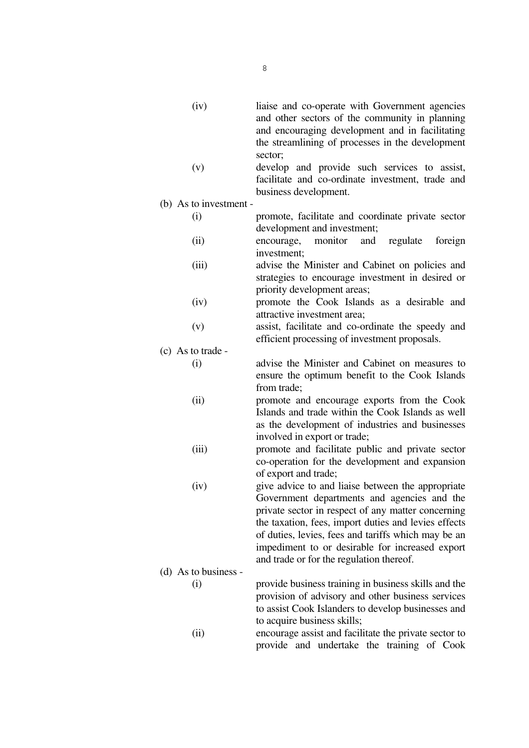(iv) liaise and co-operate with Government agencies and other sectors of the community in planning and encouraging development and in facilitating the streamlining of processes in the development sector;

(v) develop and provide such services to assist, facilitate and co-ordinate investment, trade and business development.

(b) As to investment -

(i) promote, facilitate and coordinate private sector development and investment;

(ii) encourage, monitor and regulate foreign investment;

(iii) advise the Minister and Cabinet on policies and strategies to encourage investment in desired or priority development areas;

(iv) promote the Cook Islands as a desirable and attractive investment area;

(v) assist, facilitate and co-ordinate the speedy and efficient processing of investment proposals.

(c) As to trade -

(i) advise the Minister and Cabinet on measures to ensure the optimum benefit to the Cook Islands from trade;

(ii) promote and encourage exports from the Cook Islands and trade within the Cook Islands as well as the development of industries and businesses involved in export or trade;

(iii) promote and facilitate public and private sector co-operation for the development and expansion of export and trade;

(iv) give advice to and liaise between the appropriate Government departments and agencies and the private sector in respect of any matter concerning the taxation, fees, import duties and levies effects of duties, levies, fees and tariffs which may be an impediment to or desirable for increased export and trade or for the regulation thereof.

(d) As to business -

(i) provide business training in business skills and the provision of advisory and other business services to assist Cook Islanders to develop businesses and to acquire business skills;

(ii) encourage assist and facilitate the private sector to provide and undertake the training of Cook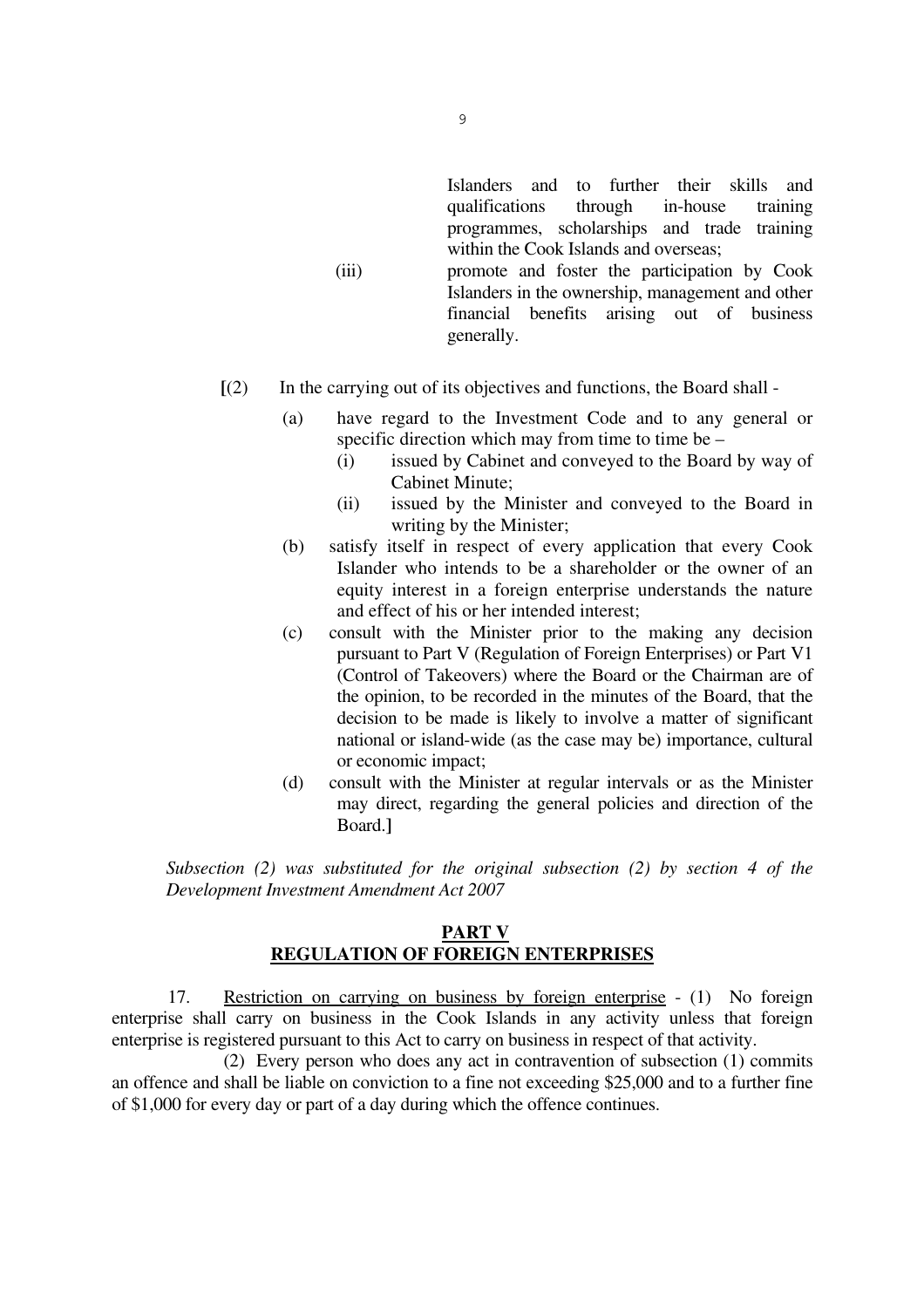Islanders and to further their skills and qualifications through in-house training programmes, scholarships and trade training within the Cook Islands and overseas;

(iii) promote and foster the participation by Cook Islanders in the ownership, management and other financial benefits arising out of business generally.

**[**(2) In the carrying out of its objectives and functions, the Board shall -

(a) have regard to the Investment Code and to any general or specific direction which may from time to time be –

(i) issued by Cabinet and conveyed to the Board by way of Cabinet Minute;

(ii) issued by the Minister and conveyed to the Board in writing by the Minister;

(b) satisfy itself in respect of every application that every Cook Islander who intends to be a shareholder or the owner of an equity interest in a foreign enterprise understands the nature and effect of his or her intended interest;

(c) consult with the Minister prior to the making any decision pursuant to Part V (Regulation of Foreign Enterprises) or Part V1 (Control of Takeovers) where the Board or the Chairman are of the opinion, to be recorded in the minutes of the Board, that the decision to be made is likely to involve a matter of significant national or island-wide (as the case may be) importance, cultural or economic impact;

(d) consult with the Minister at regular intervals or as the Minister may direct, regarding the general policies and direction of the Board.**]**

*Subsection (2) was substituted for the original subsection (2) by section 4 of the Development Investment Amendment Act 2007*

## PART V
## REGULATION OF FOREIGN ENTERPRISES

17. Restriction on carrying on business by foreign enterprise - (1) No foreign enterprise shall carry on business in the Cook Islands in any activity unless that foreign enterprise is registered pursuant to this Act to carry on business in respect of that activity.

(2) Every person who does any act in contravention of subsection (1) commits an offence and shall be liable on conviction to a fine not exceeding \$25,000 and to a further fine of \$1,000 for every day or part of a day during which the offence continues.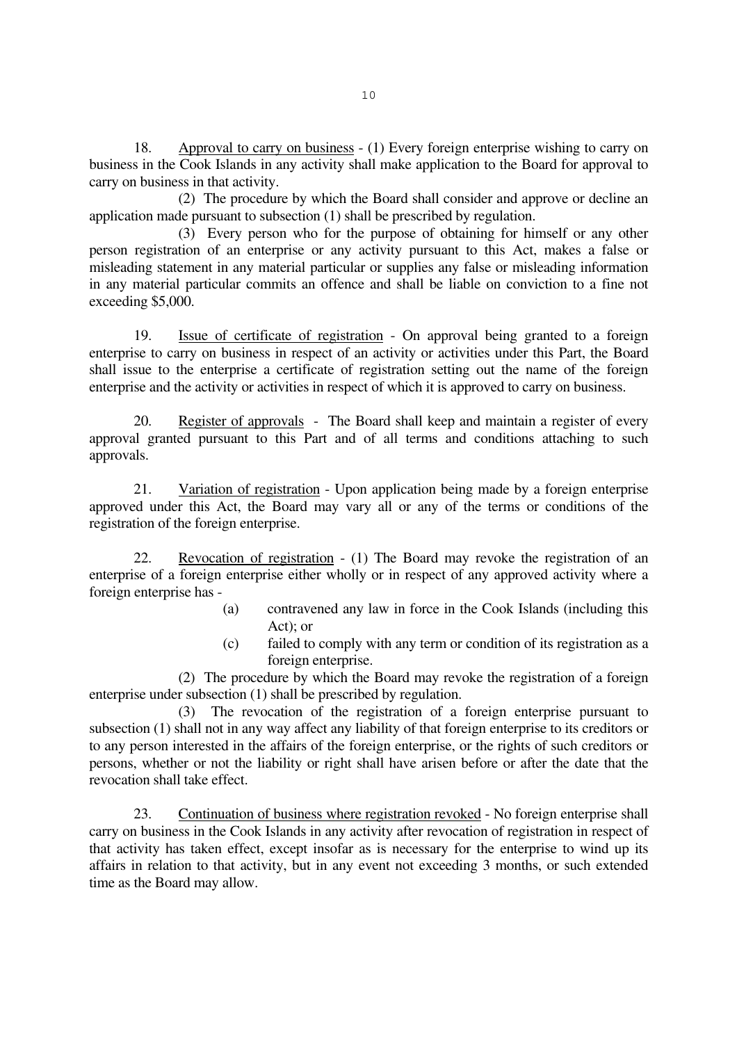18. Approval to carry on business - (1) Every foreign enterprise wishing to carry on business in the Cook Islands in any activity shall make application to the Board for approval to carry on business in that activity.

(2) The procedure by which the Board shall consider and approve or decline an application made pursuant to subsection (1) shall be prescribed by regulation.

(3) Every person who for the purpose of obtaining for himself or any other person registration of an enterprise or any activity pursuant to this Act, makes a false or misleading statement in any material particular or supplies any false or misleading information in any material particular commits an offence and shall be liable on conviction to a fine not exceeding $5,000.

19. Issue of certificate of registration - On approval being granted to a foreign enterprise to carry on business in respect of an activity or activities under this Part, the Board shall issue to the enterprise a certificate of registration setting out the name of the foreign enterprise and the activity or activities in respect of which it is approved to carry on business.

20. Register of approvals - The Board shall keep and maintain a register of every approval granted pursuant to this Part and of all terms and conditions attaching to such approvals.

21. Variation of registration - Upon application being made by a foreign enterprise approved under this Act, the Board may vary all or any of the terms or conditions of the registration of the foreign enterprise.

22. Revocation of registration - (1) The Board may revoke the registration of an enterprise of a foreign enterprise either wholly or in respect of any approved activity where a foreign enterprise has -

(a) contravened any law in force in the Cook Islands (including this Act); or

(c) failed to comply with any term or condition of its registration as a foreign enterprise.

(2) The procedure by which the Board may revoke the registration of a foreign enterprise under subsection (1) shall be prescribed by regulation.

(3) The revocation of the registration of a foreign enterprise pursuant to subsection (1) shall not in any way affect any liability of that foreign enterprise to its creditors or to any person interested in the affairs of the foreign enterprise, or the rights of such creditors or persons, whether or not the liability or right shall have arisen before or after the date that the revocation shall take effect.

23. Continuation of business where registration revoked - No foreign enterprise shall carry on business in the Cook Islands in any activity after revocation of registration in respect of that activity has taken effect, except insofar as is necessary for the enterprise to wind up its affairs in relation to that activity, but in any event not exceeding 3 months, or such extended time as the Board may allow.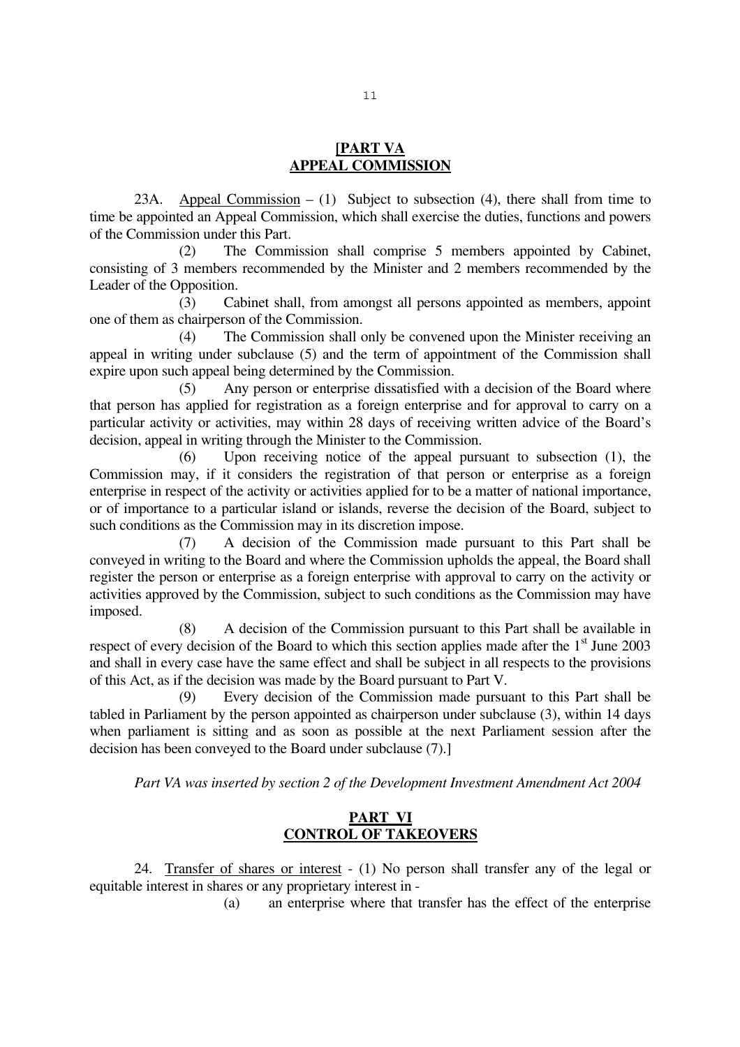## [PART VA
## APPEAL COMMISSION

23A. Appeal Commission – (1) Subject to subsection (4), there shall from time to time be appointed an Appeal Commission, which shall exercise the duties, functions and powers of the Commission under this Part.

(2) The Commission shall comprise 5 members appointed by Cabinet, consisting of 3 members recommended by the Minister and 2 members recommended by the Leader of the Opposition.

(3) Cabinet shall, from amongst all persons appointed as members, appoint one of them as chairperson of the Commission.

(4) The Commission shall only be convened upon the Minister receiving an appeal in writing under subclause (5) and the term of appointment of the Commission shall expire upon such appeal being determined by the Commission.

(5) Any person or enterprise dissatisfied with a decision of the Board where that person has applied for registration as a foreign enterprise and for approval to carry on a particular activity or activities, may within 28 days of receiving written advice of the Board's decision, appeal in writing through the Minister to the Commission.

(6) Upon receiving notice of the appeal pursuant to subsection (1), the Commission may, if it considers the registration of that person or enterprise as a foreign enterprise in respect of the activity or activities applied for to be a matter of national importance, or of importance to a particular island or islands, reverse the decision of the Board, subject to such conditions as the Commission may in its discretion impose.

(7) A decision of the Commission made pursuant to this Part shall be conveyed in writing to the Board and where the Commission upholds the appeal, the Board shall register the person or enterprise as a foreign enterprise with approval to carry on the activity or activities approved by the Commission, subject to such conditions as the Commission may have imposed.

(8) A decision of the Commission pursuant to this Part shall be available in respect of every decision of the Board to which this section applies made after the 1st June 2003 and shall in every case have the same effect and shall be subject in all respects to the provisions of this Act, as if the decision was made by the Board pursuant to Part V.

(9) Every decision of the Commission made pursuant to this Part shall be tabled in Parliament by the person appointed as chairperson under subclause (3), within 14 days when parliament is sitting and as soon as possible at the next Parliament session after the decision has been conveyed to the Board under subclause (7).]

*Part VA was inserted by section 2 of the Development Investment Amendment Act 2004*

## PART VI
## CONTROL OF TAKEOVERS

24. Transfer of shares or interest - (1) No person shall transfer any of the legal or equitable interest in shares or any proprietary interest in -

(a) an enterprise where that transfer has the effect of the enterprise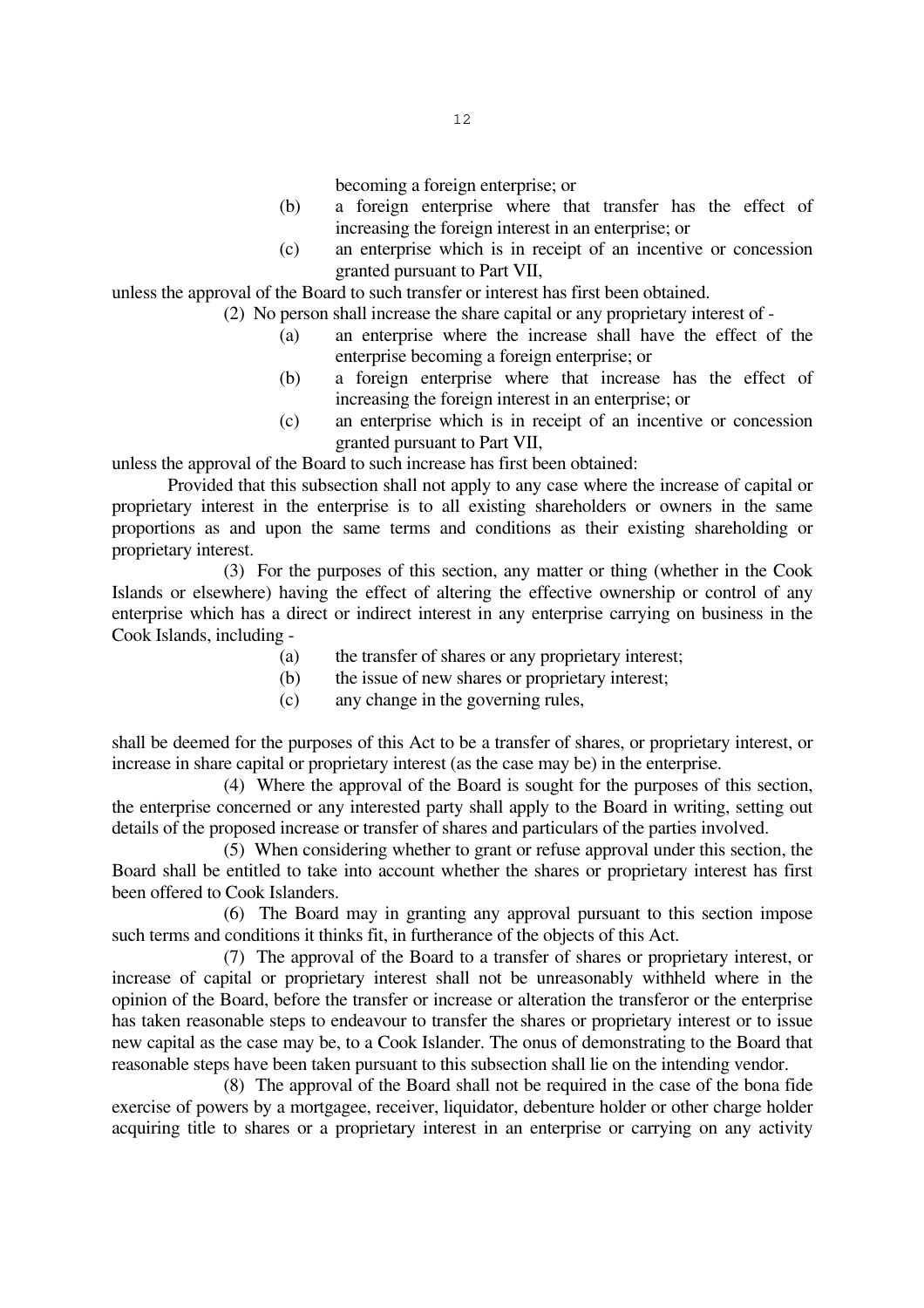becoming a foreign enterprise; or

(b) a foreign enterprise where that transfer has the effect of increasing the foreign interest in an enterprise; or

(c) an enterprise which is in receipt of an incentive or concession granted pursuant to Part VII,

unless the approval of the Board to such transfer or interest has first been obtained.

(2) No person shall increase the share capital or any proprietary interest of -

(a) an enterprise where the increase shall have the effect of the enterprise becoming a foreign enterprise; or

(b) a foreign enterprise where that increase has the effect of increasing the foreign interest in an enterprise; or

(c) an enterprise which is in receipt of an incentive or concession granted pursuant to Part VII,

unless the approval of the Board to such increase has first been obtained:

Provided that this subsection shall not apply to any case where the increase of capital or proprietary interest in the enterprise is to all existing shareholders or owners in the same proportions as and upon the same terms and conditions as their existing shareholding or proprietary interest.

(3) For the purposes of this section, any matter or thing (whether in the Cook Islands or elsewhere) having the effect of altering the effective ownership or control of any enterprise which has a direct or indirect interest in any enterprise carrying on business in the Cook Islands, including -

(a) the transfer of shares or any proprietary interest;

(b) the issue of new shares or proprietary interest;

(c) any change in the governing rules,

shall be deemed for the purposes of this Act to be a transfer of shares, or proprietary interest, or increase in share capital or proprietary interest (as the case may be) in the enterprise.

(4) Where the approval of the Board is sought for the purposes of this section, the enterprise concerned or any interested party shall apply to the Board in writing, setting out details of the proposed increase or transfer of shares and particulars of the parties involved.

(5) When considering whether to grant or refuse approval under this section, the Board shall be entitled to take into account whether the shares or proprietary interest has first been offered to Cook Islanders.

(6) The Board may in granting any approval pursuant to this section impose such terms and conditions it thinks fit, in furtherance of the objects of this Act.

(7) The approval of the Board to a transfer of shares or proprietary interest, or increase of capital or proprietary interest shall not be unreasonably withheld where in the opinion of the Board, before the transfer or increase or alteration the transferor or the enterprise has taken reasonable steps to endeavour to transfer the shares or proprietary interest or to issue new capital as the case may be, to a Cook Islander. The onus of demonstrating to the Board that reasonable steps have been taken pursuant to this subsection shall lie on the intending vendor.

(8) The approval of the Board shall not be required in the case of the bona fide exercise of powers by a mortgagee, receiver, liquidator, debenture holder or other charge holder acquiring title to shares or a proprietary interest in an enterprise or carrying on any activity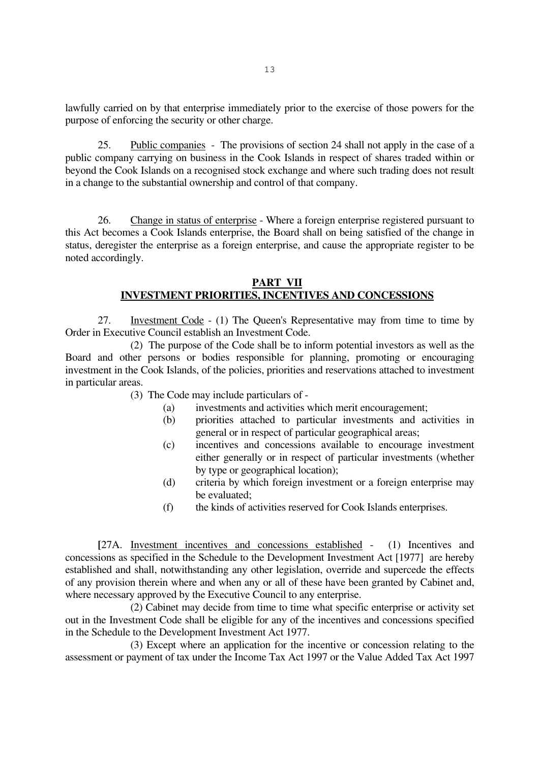lawfully carried on by that enterprise immediately prior to the exercise of those powers for the purpose of enforcing the security or other charge.

25. Public companies - The provisions of section 24 shall not apply in the case of a public company carrying on business in the Cook Islands in respect of shares traded within or beyond the Cook Islands on a recognised stock exchange and where such trading does not result in a change to the substantial ownership and control of that company.

26. Change in status of enterprise - Where a foreign enterprise registered pursuant to this Act becomes a Cook Islands enterprise, the Board shall on being satisfied of the change in status, deregister the enterprise as a foreign enterprise, and cause the appropriate register to be noted accordingly.

## PART VII
## INVESTMENT PRIORITIES, INCENTIVES AND CONCESSIONS

27. Investment Code - (1) The Queen's Representative may from time to time by Order in Executive Council establish an Investment Code.

(2) The purpose of the Code shall be to inform potential investors as well as the Board and other persons or bodies responsible for planning, promoting or encouraging investment in the Cook Islands, of the policies, priorities and reservations attached to investment in particular areas.

(3) The Code may include particulars of -

(a) investments and activities which merit encouragement;

(b) priorities attached to particular investments and activities in general or in respect of particular geographical areas;

(c) incentives and concessions available to encourage investment either generally or in respect of particular investments (whether by type or geographical location);

(d) criteria by which foreign investment or a foreign enterprise may be evaluated;

(f) the kinds of activities reserved for Cook Islands enterprises.

[27A. Investment incentives and concessions established - (1) Incentives and concessions as specified in the Schedule to the Development Investment Act [1977] are hereby established and shall, notwithstanding any other legislation, override and supercede the effects of any provision therein where and when any or all of these have been granted by Cabinet and, where necessary approved by the Executive Council to any enterprise.

(2) Cabinet may decide from time to time what specific enterprise or activity set out in the Investment Code shall be eligible for any of the incentives and concessions specified in the Schedule to the Development Investment Act 1977.

(3) Except where an application for the incentive or concession relating to the assessment or payment of tax under the Income Tax Act 1997 or the Value Added Tax Act 1997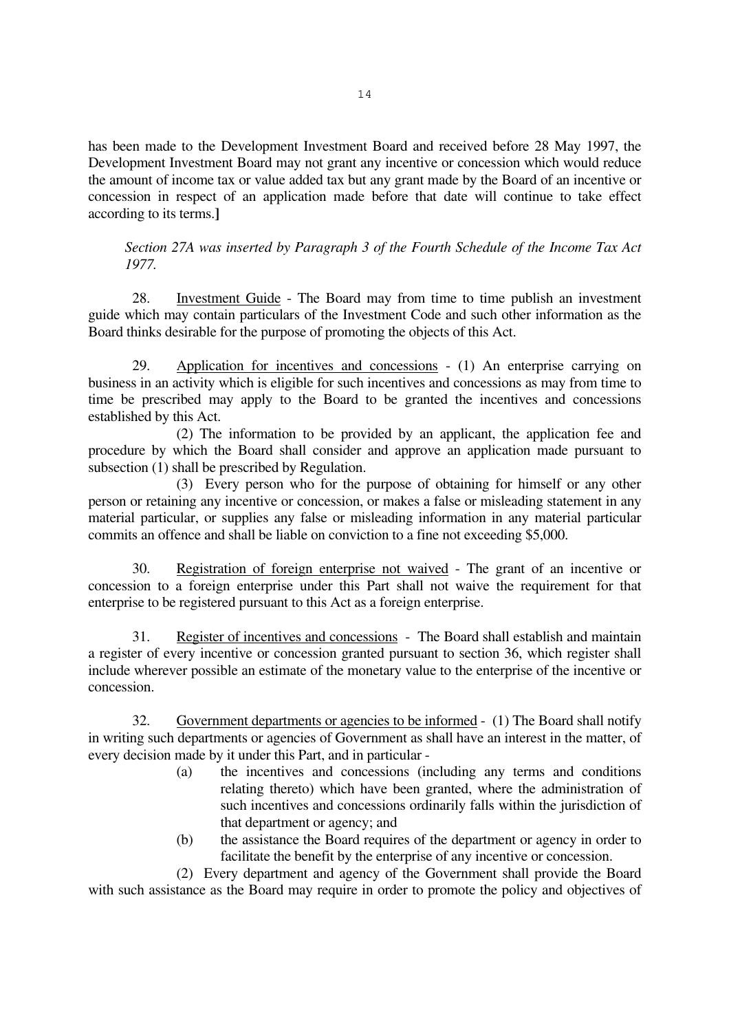has been made to the Development Investment Board and received before 28 May 1997, the Development Investment Board may not grant any incentive or concession which would reduce the amount of income tax or value added tax but any grant made by the Board of an incentive or concession in respect of an application made before that date will continue to take effect according to its terms.**]**

*Section 27A was inserted by Paragraph 3 of the Fourth Schedule of the Income Tax Act 1977.*

28. Investment Guide - The Board may from time to time publish an investment guide which may contain particulars of the Investment Code and such other information as the Board thinks desirable for the purpose of promoting the objects of this Act.

29. Application for incentives and concessions - (1) An enterprise carrying on business in an activity which is eligible for such incentives and concessions as may from time to time be prescribed may apply to the Board to be granted the incentives and concessions established by this Act.

(2) The information to be provided by an applicant, the application fee and procedure by which the Board shall consider and approve an application made pursuant to subsection (1) shall be prescribed by Regulation.

(3) Every person who for the purpose of obtaining for himself or any other person or retaining any incentive or concession, or makes a false or misleading statement in any material particular, or supplies any false or misleading information in any material particular commits an offence and shall be liable on conviction to a fine not exceeding $5,000.

30. Registration of foreign enterprise not waived - The grant of an incentive or concession to a foreign enterprise under this Part shall not waive the requirement for that enterprise to be registered pursuant to this Act as a foreign enterprise.

31. Register of incentives and concessions - The Board shall establish and maintain a register of every incentive or concession granted pursuant to section 36, which register shall include wherever possible an estimate of the monetary value to the enterprise of the incentive or concession.

32. Government departments or agencies to be informed - (1) The Board shall notify in writing such departments or agencies of Government as shall have an interest in the matter, of every decision made by it under this Part, and in particular -

(a) the incentives and concessions (including any terms and conditions relating thereto) which have been granted, where the administration of such incentives and concessions ordinarily falls within the jurisdiction of that department or agency; and

(b) the assistance the Board requires of the department or agency in order to facilitate the benefit by the enterprise of any incentive or concession.

(2) Every department and agency of the Government shall provide the Board with such assistance as the Board may require in order to promote the policy and objectives of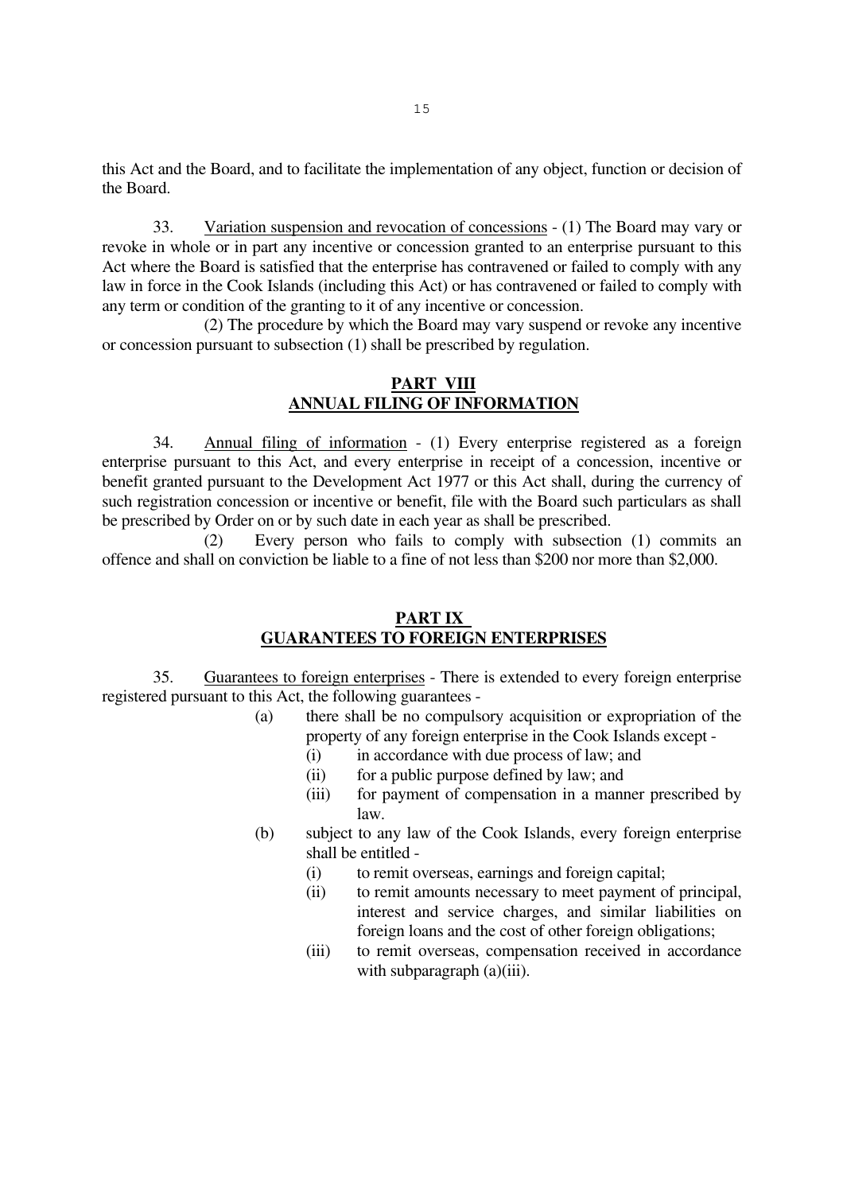this Act and the Board, and to facilitate the implementation of any object, function or decision of the Board.

33. Variation suspension and revocation of concessions - (1) The Board may vary or revoke in whole or in part any incentive or concession granted to an enterprise pursuant to this Act where the Board is satisfied that the enterprise has contravened or failed to comply with any law in force in the Cook Islands (including this Act) or has contravened or failed to comply with any term or condition of the granting to it of any incentive or concession.

(2) The procedure by which the Board may vary suspend or revoke any incentive or concession pursuant to subsection (1) shall be prescribed by regulation.

## PART VIII
## ANNUAL FILING OF INFORMATION

34. Annual filing of information - (1) Every enterprise registered as a foreign enterprise pursuant to this Act, and every enterprise in receipt of a concession, incentive or benefit granted pursuant to the Development Act 1977 or this Act shall, during the currency of such registration concession or incentive or benefit, file with the Board such particulars as shall be prescribed by Order on or by such date in each year as shall be prescribed.

(2) Every person who fails to comply with subsection (1) commits an offence and shall on conviction be liable to a fine of not less than $200 nor more than $2,000.

## PART IX
## GUARANTEES TO FOREIGN ENTERPRISES

35. Guarantees to foreign enterprises - There is extended to every foreign enterprise registered pursuant to this Act, the following guarantees -

(a) there shall be no compulsory acquisition or expropriation of the property of any foreign enterprise in the Cook Islands except -
   (i) in accordance with due process of law; and
   (ii) for a public purpose defined by law; and
   (iii) for payment of compensation in a manner prescribed by law.

(b) subject to any law of the Cook Islands, every foreign enterprise shall be entitled -
   (i) to remit overseas, earnings and foreign capital;
   (ii) to remit amounts necessary to meet payment of principal, interest and service charges, and similar liabilities on foreign loans and the cost of other foreign obligations;
   (iii) to remit overseas, compensation received in accordance with subparagraph (a)(iii).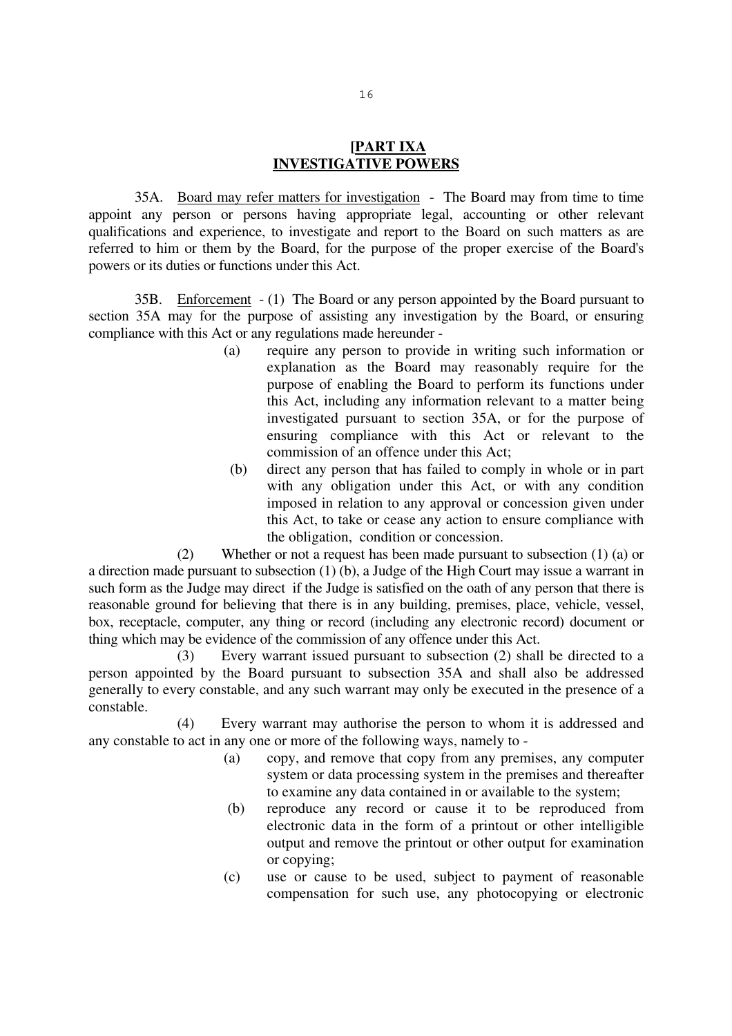## [PART IXA
## INVESTIGATIVE POWERS

35A. Board may refer matters for investigation - The Board may from time to time appoint any person or persons having appropriate legal, accounting or other relevant qualifications and experience, to investigate and report to the Board on such matters as are referred to him or them by the Board, for the purpose of the proper exercise of the Board's powers or its duties or functions under this Act.

35B. Enforcement - (1) The Board or any person appointed by the Board pursuant to section 35A may for the purpose of assisting any investigation by the Board, or ensuring compliance with this Act or any regulations made hereunder -

(a) require any person to provide in writing such information or explanation as the Board may reasonably require for the purpose of enabling the Board to perform its functions under this Act, including any information relevant to a matter being investigated pursuant to section 35A, or for the purpose of ensuring compliance with this Act or relevant to the commission of an offence under this Act;

(b) direct any person that has failed to comply in whole or in part with any obligation under this Act, or with any condition imposed in relation to any approval or concession given under this Act, to take or cease any action to ensure compliance with the obligation, condition or concession.

(2) Whether or not a request has been made pursuant to subsection (1) (a) or a direction made pursuant to subsection (1) (b), a Judge of the High Court may issue a warrant in such form as the Judge may direct if the Judge is satisfied on the oath of any person that there is reasonable ground for believing that there is in any building, premises, place, vehicle, vessel, box, receptacle, computer, any thing or record (including any electronic record) document or thing which may be evidence of the commission of any offence under this Act.

(3) Every warrant issued pursuant to subsection (2) shall be directed to a person appointed by the Board pursuant to subsection 35A and shall also be addressed generally to every constable, and any such warrant may only be executed in the presence of a constable.

(4) Every warrant may authorise the person to whom it is addressed and any constable to act in any one or more of the following ways, namely to -

(a) copy, and remove that copy from any premises, any computer system or data processing system in the premises and thereafter to examine any data contained in or available to the system;

(b) reproduce any record or cause it to be reproduced from electronic data in the form of a printout or other intelligible output and remove the printout or other output for examination or copying;

(c) use or cause to be used, subject to payment of reasonable compensation for such use, any photocopying or electronic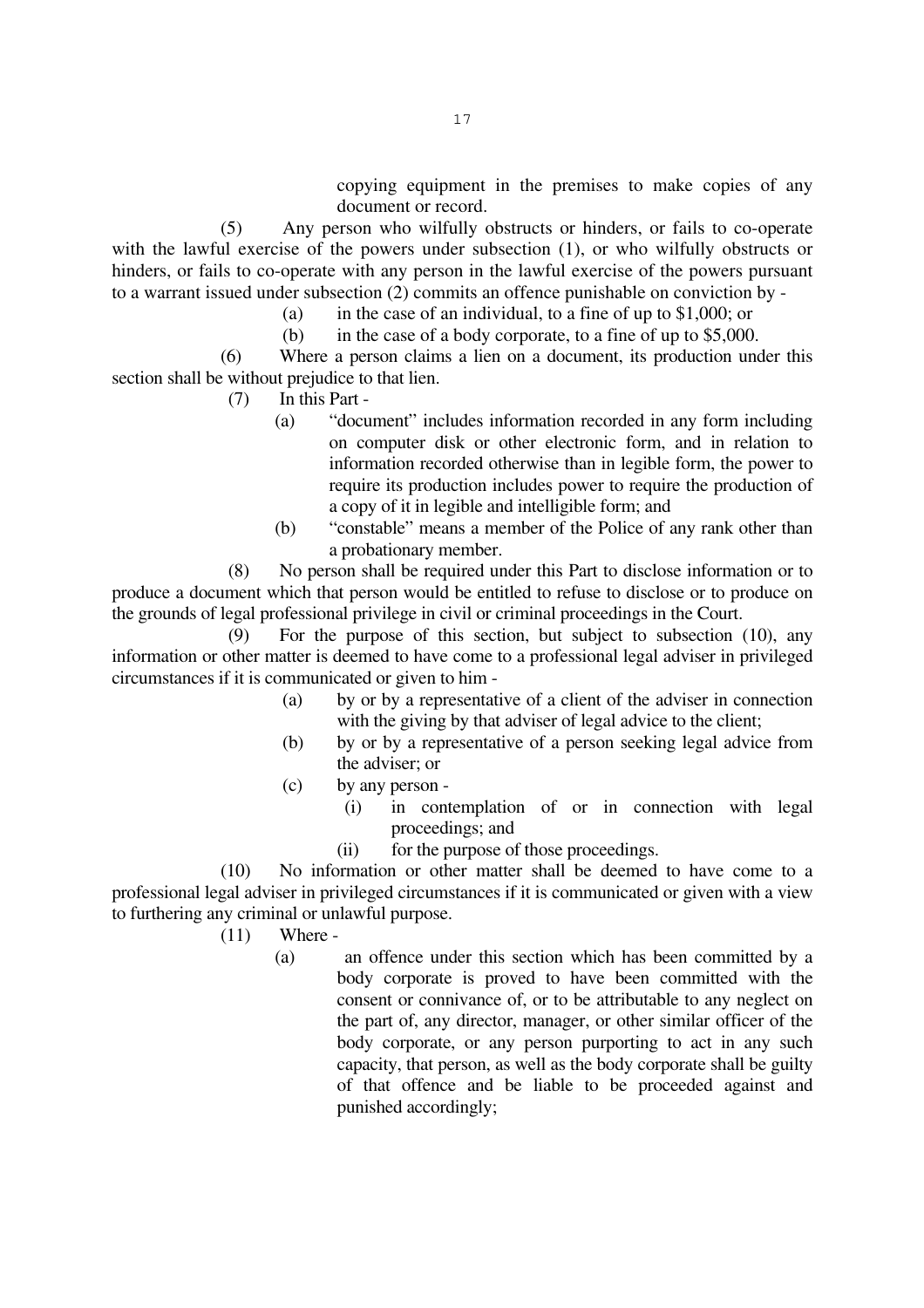copying equipment in the premises to make copies of any document or record.

(5) Any person who wilfully obstructs or hinders, or fails to co-operate with the lawful exercise of the powers under subsection (1), or who wilfully obstructs or hinders, or fails to co-operate with any person in the lawful exercise of the powers pursuant to a warrant issued under subsection (2) commits an offence punishable on conviction by -

- (a) in the case of an individual, to a fine of up to $1,000; or
- (b) in the case of a body corporate, to a fine of up to $5,000.

(6) Where a person claims a lien on a document, its production under this section shall be without prejudice to that lien.

(7) In this Part -

- (a) "document" includes information recorded in any form including on computer disk or other electronic form, and in relation to information recorded otherwise than in legible form, the power to require its production includes power to require the production of a copy of it in legible and intelligible form; and
- (b) "constable" means a member of the Police of any rank other than a probationary member.

(8) No person shall be required under this Part to disclose information or to produce a document which that person would be entitled to refuse to disclose or to produce on the grounds of legal professional privilege in civil or criminal proceedings in the Court.

(9) For the purpose of this section, but subject to subsection (10), any information or other matter is deemed to have come to a professional legal adviser in privileged circumstances if it is communicated or given to him -

- (a) by or by a representative of a client of the adviser in connection with the giving by that adviser of legal advice to the client;
- (b) by or by a representative of a person seeking legal advice from the adviser; or
- (c) by any person -
  - (i) in contemplation of or in connection with legal proceedings; and
  - (ii) for the purpose of those proceedings.

(10) No information or other matter shall be deemed to have come to a professional legal adviser in privileged circumstances if it is communicated or given with a view to furthering any criminal or unlawful purpose.

(11) Where -

- (a) an offence under this section which has been committed by a body corporate is proved to have been committed with the consent or connivance of, or to be attributable to any neglect on the part of, any director, manager, or other similar officer of the body corporate, or any person purporting to act in any such capacity, that person, as well as the body corporate shall be guilty of that offence and be liable to be proceeded against and punished accordingly;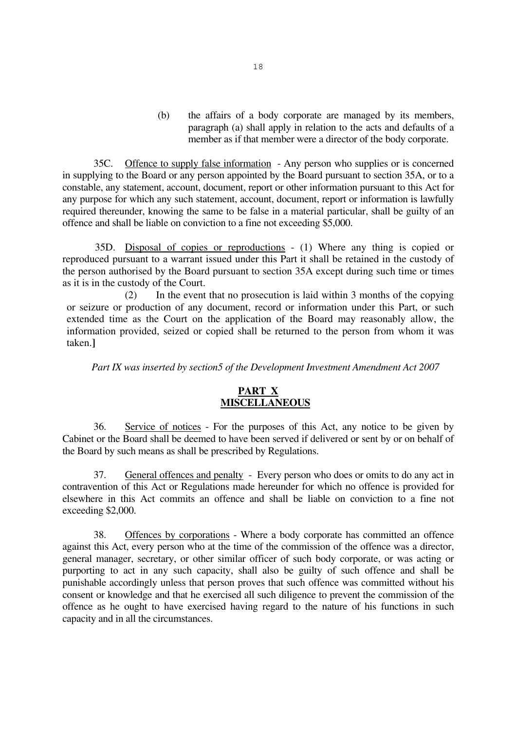(b) the affairs of a body corporate are managed by its members, paragraph (a) shall apply in relation to the acts and defaults of a member as if that member were a director of the body corporate.

35C. Offence to supply false information - Any person who supplies or is concerned in supplying to the Board or any person appointed by the Board pursuant to section 35A, or to a constable, any statement, account, document, report or other information pursuant to this Act for any purpose for which any such statement, account, document, report or information is lawfully required thereunder, knowing the same to be false in a material particular, shall be guilty of an offence and shall be liable on conviction to a fine not exceeding $5,000.

35D. Disposal of copies or reproductions - (1) Where any thing is copied or reproduced pursuant to a warrant issued under this Part it shall be retained in the custody of the person authorised by the Board pursuant to section 35A except during such time or times as it is in the custody of the Court.

(2) In the event that no prosecution is laid within 3 months of the copying or seizure or production of any document, record or information under this Part, or such extended time as the Court on the application of the Board may reasonably allow, the information provided, seized or copied shall be returned to the person from whom it was taken.]

*Part IX was inserted by section5 of the Development Investment Amendment Act 2007*

## PART X
## MISCELLANEOUS

36. Service of notices - For the purposes of this Act, any notice to be given by Cabinet or the Board shall be deemed to have been served if delivered or sent by or on behalf of the Board by such means as shall be prescribed by Regulations.

37. General offences and penalty - Every person who does or omits to do any act in contravention of this Act or Regulations made hereunder for which no offence is provided for elsewhere in this Act commits an offence and shall be liable on conviction to a fine not exceeding $2,000.

38. Offences by corporations - Where a body corporate has committed an offence against this Act, every person who at the time of the commission of the offence was a director, general manager, secretary, or other similar officer of such body corporate, or was acting or purporting to act in any such capacity, shall also be guilty of such offence and shall be punishable accordingly unless that person proves that such offence was committed without his consent or knowledge and that he exercised all such diligence to prevent the commission of the offence as he ought to have exercised having regard to the nature of his functions in such capacity and in all the circumstances.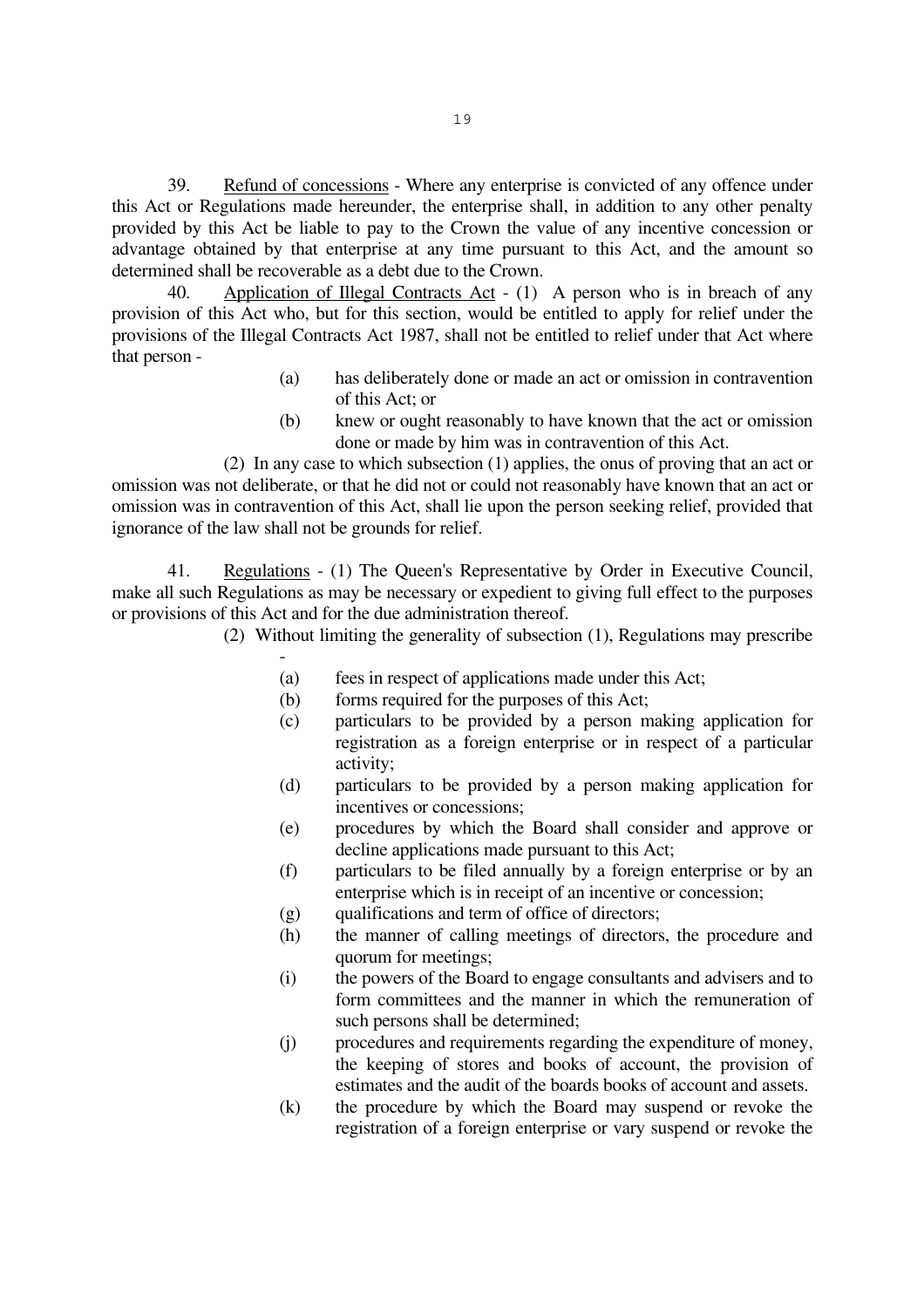39. Refund of concessions - Where any enterprise is convicted of any offence under this Act or Regulations made hereunder, the enterprise shall, in addition to any other penalty provided by this Act be liable to pay to the Crown the value of any incentive concession or advantage obtained by that enterprise at any time pursuant to this Act, and the amount so determined shall be recoverable as a debt due to the Crown.

40. Application of Illegal Contracts Act - (1) A person who is in breach of any provision of this Act who, but for this section, would be entitled to apply for relief under the provisions of the Illegal Contracts Act 1987, shall not be entitled to relief under that Act where that person -

- (a) has deliberately done or made an act or omission in contravention of this Act; or
- (b) knew or ought reasonably to have known that the act or omission done or made by him was in contravention of this Act.

(2) In any case to which subsection (1) applies, the onus of proving that an act or omission was not deliberate, or that he did not or could not reasonably have known that an act or omission was in contravention of this Act, shall lie upon the person seeking relief, provided that ignorance of the law shall not be grounds for relief.

41. Regulations - (1) The Queen's Representative by Order in Executive Council, make all such Regulations as may be necessary or expedient to giving full effect to the purposes or provisions of this Act and for the due administration thereof.

(2) Without limiting the generality of subsection (1), Regulations may prescribe -

- (a) fees in respect of applications made under this Act;
- (b) forms required for the purposes of this Act;
- (c) particulars to be provided by a person making application for registration as a foreign enterprise or in respect of a particular activity;
- (d) particulars to be provided by a person making application for incentives or concessions;
- (e) procedures by which the Board shall consider and approve or decline applications made pursuant to this Act;
- (f) particulars to be filed annually by a foreign enterprise or by an enterprise which is in receipt of an incentive or concession;
- (g) qualifications and term of office of directors;
- (h) the manner of calling meetings of directors, the procedure and quorum for meetings;
- (i) the powers of the Board to engage consultants and advisers and to form committees and the manner in which the remuneration of such persons shall be determined;
- (j) procedures and requirements regarding the expenditure of money, the keeping of stores and books of account, the provision of estimates and the audit of the boards books of account and assets.
- (k) the procedure by which the Board may suspend or revoke the registration of a foreign enterprise or vary suspend or revoke the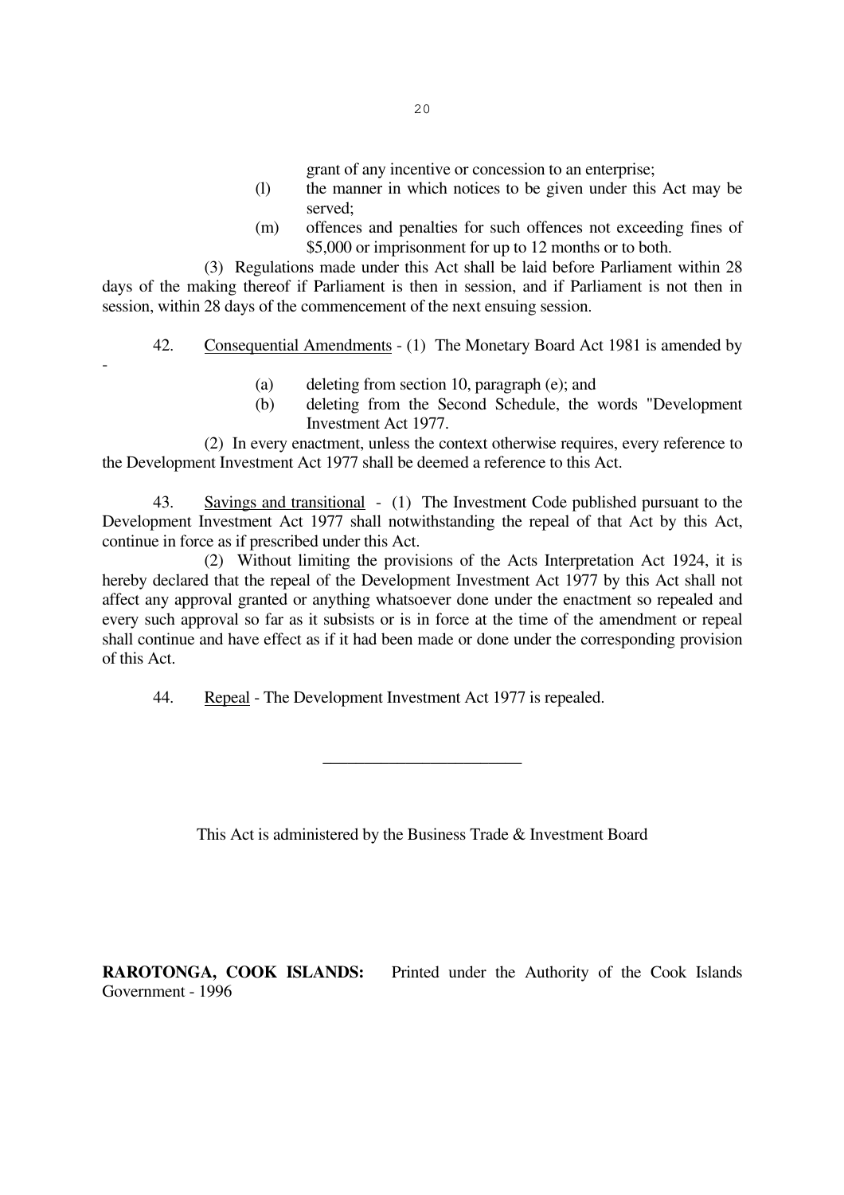grant of any incentive or concession to an enterprise;

(l) the manner in which notices to be given under this Act may be served;

(m) offences and penalties for such offences not exceeding fines of $5,000 or imprisonment for up to 12 months or to both.

(3) Regulations made under this Act shall be laid before Parliament within 28 days of the making thereof if Parliament is then in session, and if Parliament is not then in session, within 28 days of the commencement of the next ensuing session.

42. Consequential Amendments - (1) The Monetary Board Act 1981 is amended by -

(a) deleting from section 10, paragraph (e); and

(b) deleting from the Second Schedule, the words "Development Investment Act 1977.

(2) In every enactment, unless the context otherwise requires, every reference to the Development Investment Act 1977 shall be deemed a reference to this Act.

43. Savings and transitional - (1) The Investment Code published pursuant to the Development Investment Act 1977 shall notwithstanding the repeal of that Act by this Act, continue in force as if prescribed under this Act.

(2) Without limiting the provisions of the Acts Interpretation Act 1924, it is hereby declared that the repeal of the Development Investment Act 1977 by this Act shall not affect any approval granted or anything whatsoever done under the enactment so repealed and every such approval so far as it subsists or is in force at the time of the amendment or repeal shall continue and have effect as if it had been made or done under the corresponding provision of this Act.

44. Repeal - The Development Investment Act 1977 is repealed.

---

This Act is administered by the Business Trade & Investment Board

**RAROTONGA, COOK ISLANDS:** Printed under the Authority of the Cook Islands Government - 1996